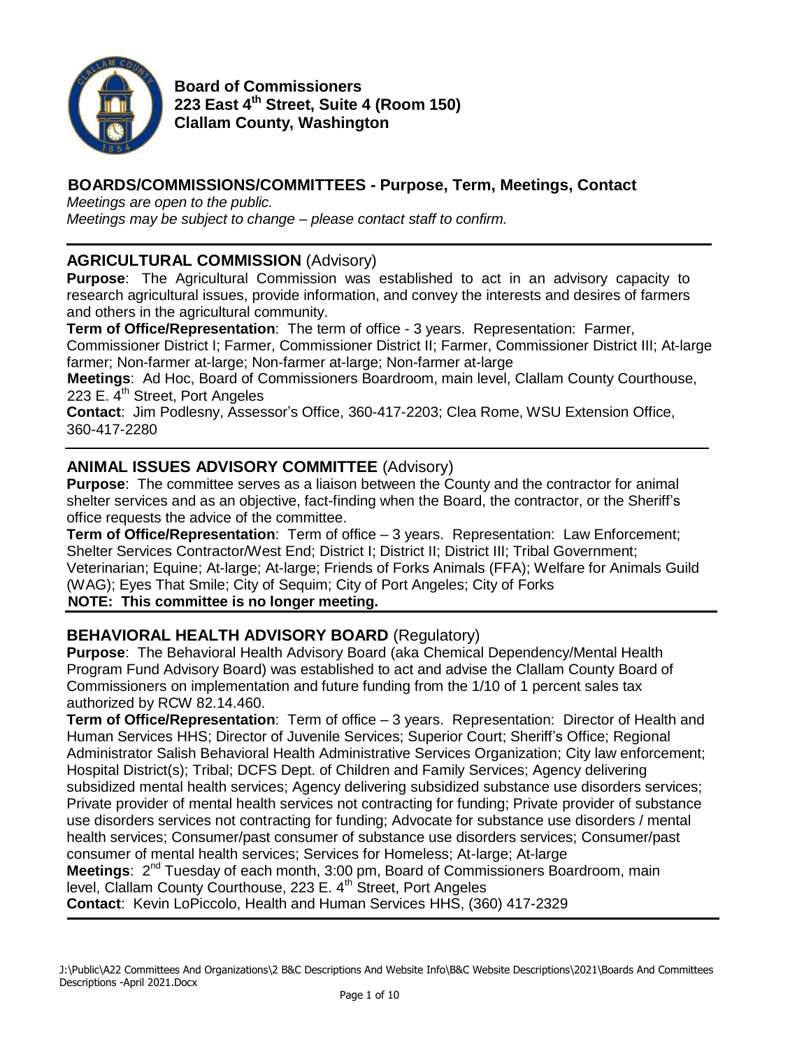**Board of Commissioners**
**223 East 4th Street, Suite 4 (Room 150)**
**Clallam County, Washington**

## BOARDS/COMMISSIONS/COMMITTEES - Purpose, Term, Meetings, Contact

*Meetings are open to the public.*
*Meetings may be subject to change – please contact staff to confirm.*

### AGRICULTURAL COMMISSION (Advisory)

**Purpose**: The Agricultural Commission was established to act in an advisory capacity to research agricultural issues, provide information, and convey the interests and desires of farmers and others in the agricultural community.

**Term of Office/Representation**: The term of office - 3 years. Representation: Farmer, Commissioner District I; Farmer, Commissioner District II; Farmer, Commissioner District III; At-large farmer; Non-farmer at-large; Non-farmer at-large; Non-farmer at-large

**Meetings**: Ad Hoc, Board of Commissioners Boardroom, main level, Clallam County Courthouse, 223 E. 4th Street, Port Angeles

**Contact**: Jim Podlesny, Assessor's Office, 360-417-2203; Clea Rome, WSU Extension Office, 360-417-2280

### ANIMAL ISSUES ADVISORY COMMITTEE (Advisory)

**Purpose**: The committee serves as a liaison between the County and the contractor for animal shelter services and as an objective, fact-finding when the Board, the contractor, or the Sheriff's office requests the advice of the committee.

**Term of Office/Representation**: Term of office – 3 years. Representation: Law Enforcement; Shelter Services Contractor/West End; District I; District II; District III; Tribal Government; Veterinarian; Equine; At-large; At-large; Friends of Forks Animals (FFA); Welfare for Animals Guild (WAG); Eyes That Smile; City of Sequim; City of Port Angeles; City of Forks

**NOTE: This committee is no longer meeting.**

### BEHAVIORAL HEALTH ADVISORY BOARD (Regulatory)

**Purpose**: The Behavioral Health Advisory Board (aka Chemical Dependency/Mental Health Program Fund Advisory Board) was established to act and advise the Clallam County Board of Commissioners on implementation and future funding from the 1/10 of 1 percent sales tax authorized by RCW 82.14.460.

**Term of Office/Representation**: Term of office – 3 years. Representation: Director of Health and Human Services HHS; Director of Juvenile Services; Superior Court; Sheriff's Office; Regional Administrator Salish Behavioral Health Administrative Services Organization; City law enforcement; Hospital District(s); Tribal; DCFS Dept. of Children and Family Services; Agency delivering subsidized mental health services; Agency delivering subsidized substance use disorders services; Private provider of mental health services not contracting for funding; Private provider of substance use disorders services not contracting for funding; Advocate for substance use disorders / mental health services; Consumer/past consumer of substance use disorders services; Consumer/past consumer of mental health services; Services for Homeless; At-large; At-large

**Meetings**: 2nd Tuesday of each month, 3:00 pm, Board of Commissioners Boardroom, main level, Clallam County Courthouse, 223 E. 4th Street, Port Angeles

**Contact**: Kevin LoPiccolo, Health and Human Services HHS, (360) 417-2329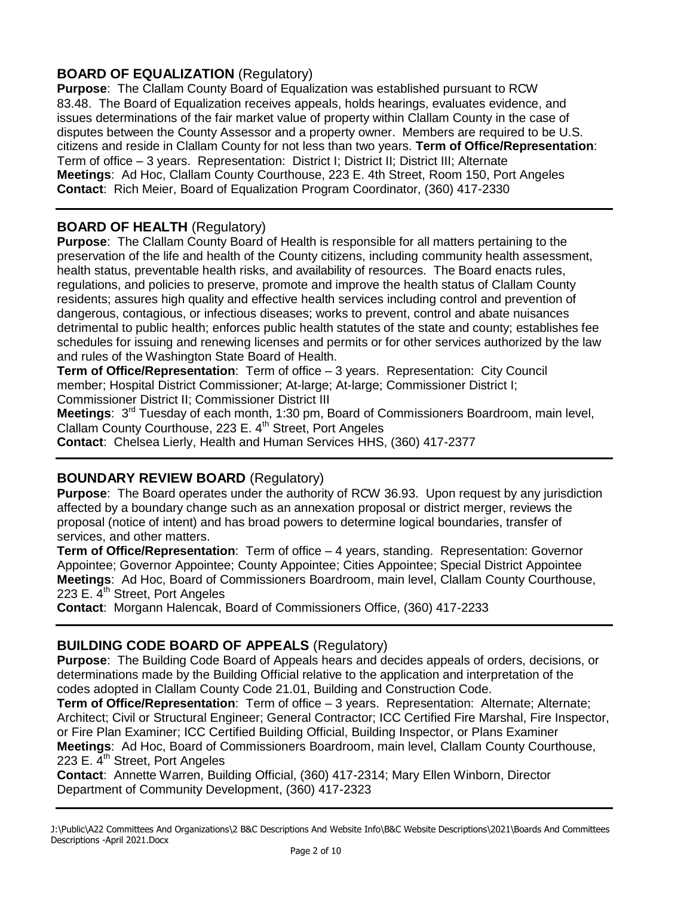## BOARD OF EQUALIZATION (Regulatory)

**Purpose**: The Clallam County Board of Equalization was established pursuant to RCW 83.48. The Board of Equalization receives appeals, holds hearings, evaluates evidence, and issues determinations of the fair market value of property within Clallam County in the case of disputes between the County Assessor and a property owner. Members are required to be U.S. citizens and reside in Clallam County for not less than two years. **Term of Office/Representation**: Term of office – 3 years. Representation: District I; District II; District III; Alternate
**Meetings**: Ad Hoc, Clallam County Courthouse, 223 E. 4th Street, Room 150, Port Angeles
**Contact**: Rich Meier, Board of Equalization Program Coordinator, (360) 417-2330

---

## BOARD OF HEALTH (Regulatory)

**Purpose**: The Clallam County Board of Health is responsible for all matters pertaining to the preservation of the life and health of the County citizens, including community health assessment, health status, preventable health risks, and availability of resources. The Board enacts rules, regulations, and policies to preserve, promote and improve the health status of Clallam County residents; assures high quality and effective health services including control and prevention of dangerous, contagious, or infectious diseases; works to prevent, control and abate nuisances detrimental to public health; enforces public health statutes of the state and county; establishes fee schedules for issuing and renewing licenses and permits or for other services authorized by the law and rules of the Washington State Board of Health.
**Term of Office/Representation**: Term of office – 3 years. Representation: City Council member; Hospital District Commissioner; At-large; At-large; Commissioner District I; Commissioner District II; Commissioner District III
**Meetings**: 3rd Tuesday of each month, 1:30 pm, Board of Commissioners Boardroom, main level, Clallam County Courthouse, 223 E. 4th Street, Port Angeles
**Contact**: Chelsea Lierly, Health and Human Services HHS, (360) 417-2377

---

## BOUNDARY REVIEW BOARD (Regulatory)

**Purpose**: The Board operates under the authority of RCW 36.93. Upon request by any jurisdiction affected by a boundary change such as an annexation proposal or district merger, reviews the proposal (notice of intent) and has broad powers to determine logical boundaries, transfer of services, and other matters.
**Term of Office/Representation**: Term of office – 4 years, standing. Representation: Governor Appointee; Governor Appointee; County Appointee; Cities Appointee; Special District Appointee
**Meetings**: Ad Hoc, Board of Commissioners Boardroom, main level, Clallam County Courthouse, 223 E. 4th Street, Port Angeles
**Contact**: Morgann Halencak, Board of Commissioners Office, (360) 417-2233

---

## BUILDING CODE BOARD OF APPEALS (Regulatory)

**Purpose**: The Building Code Board of Appeals hears and decides appeals of orders, decisions, or determinations made by the Building Official relative to the application and interpretation of the codes adopted in Clallam County Code 21.01, Building and Construction Code.
**Term of Office/Representation**: Term of office – 3 years. Representation: Alternate; Alternate; Architect; Civil or Structural Engineer; General Contractor; ICC Certified Fire Marshal, Fire Inspector, or Fire Plan Examiner; ICC Certified Building Official, Building Inspector, or Plans Examiner
**Meetings**: Ad Hoc, Board of Commissioners Boardroom, main level, Clallam County Courthouse, 223 E. 4th Street, Port Angeles
**Contact**: Annette Warren, Building Official, (360) 417-2314; Mary Ellen Winborn, Director Department of Community Development, (360) 417-2323

---

J:\Public\A22 Committees And Organizations\2 B&C Descriptions And Website Info\B&C Website Descriptions\2021\Boards And Committees Descriptions -April 2021.Docx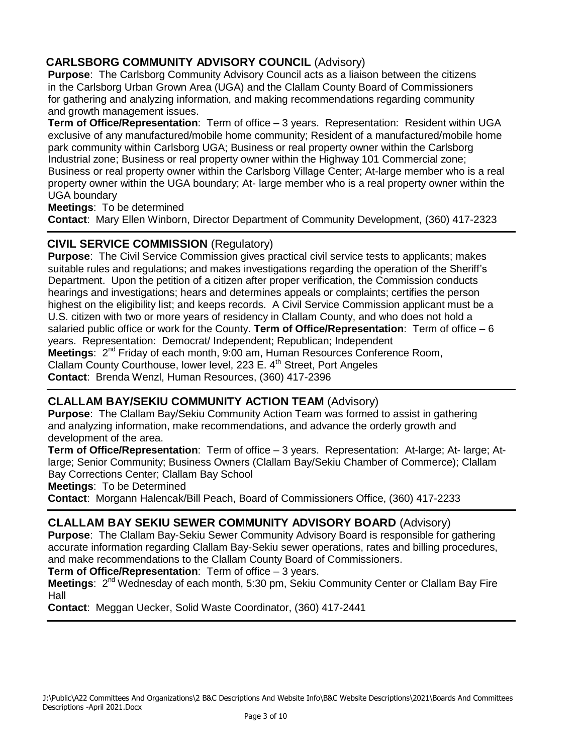## CARLSBORG COMMUNITY ADVISORY COUNCIL (Advisory)

**Purpose**: The Carlsborg Community Advisory Council acts as a liaison between the citizens in the Carlsborg Urban Grown Area (UGA) and the Clallam County Board of Commissioners for gathering and analyzing information, and making recommendations regarding community and growth management issues.

**Term of Office/Representation**: Term of office – 3 years. Representation: Resident within UGA exclusive of any manufactured/mobile home community; Resident of a manufactured/mobile home park community within Carlsborg UGA; Business or real property owner within the Carlsborg Industrial zone; Business or real property owner within the Highway 101 Commercial zone; Business or real property owner within the Carlsborg Village Center; At-large member who is a real property owner within the UGA boundary; At- large member who is a real property owner within the UGA boundary

**Meetings**: To be determined

**Contact**: Mary Ellen Winborn, Director Department of Community Development, (360) 417-2323

## CIVIL SERVICE COMMISSION (Regulatory)

**Purpose**: The Civil Service Commission gives practical civil service tests to applicants; makes suitable rules and regulations; and makes investigations regarding the operation of the Sheriff's Department. Upon the petition of a citizen after proper verification, the Commission conducts hearings and investigations; hears and determines appeals or complaints; certifies the person highest on the eligibility list; and keeps records. A Civil Service Commission applicant must be a U.S. citizen with two or more years of residency in Clallam County, and who does not hold a salaried public office or work for the County. **Term of Office/Representation**: Term of office – 6 years. Representation: Democrat/ Independent; Republican; Independent

**Meetings**: 2nd Friday of each month, 9:00 am, Human Resources Conference Room, Clallam County Courthouse, lower level, 223 E. 4th Street, Port Angeles

**Contact**: Brenda Wenzl, Human Resources, (360) 417-2396

## CLALLAM BAY/SEKIU COMMUNITY ACTION TEAM (Advisory)

**Purpose**: The Clallam Bay/Sekiu Community Action Team was formed to assist in gathering and analyzing information, make recommendations, and advance the orderly growth and development of the area.

**Term of Office/Representation**: Term of office – 3 years. Representation: At-large; At- large; At-large; Senior Community; Business Owners (Clallam Bay/Sekiu Chamber of Commerce); Clallam Bay Corrections Center; Clallam Bay School

**Meetings**: To be Determined

**Contact**: Morgann Halencak/Bill Peach, Board of Commissioners Office, (360) 417-2233

## CLALLAM BAY SEKIU SEWER COMMUNITY ADVISORY BOARD (Advisory)

**Purpose**: The Clallam Bay-Sekiu Sewer Community Advisory Board is responsible for gathering accurate information regarding Clallam Bay-Sekiu sewer operations, rates and billing procedures, and make recommendations to the Clallam County Board of Commissioners.

**Term of Office/Representation**: Term of office – 3 years.

**Meetings**: 2nd Wednesday of each month, 5:30 pm, Sekiu Community Center or Clallam Bay Fire Hall

**Contact**: Meggan Uecker, Solid Waste Coordinator, (360) 417-2441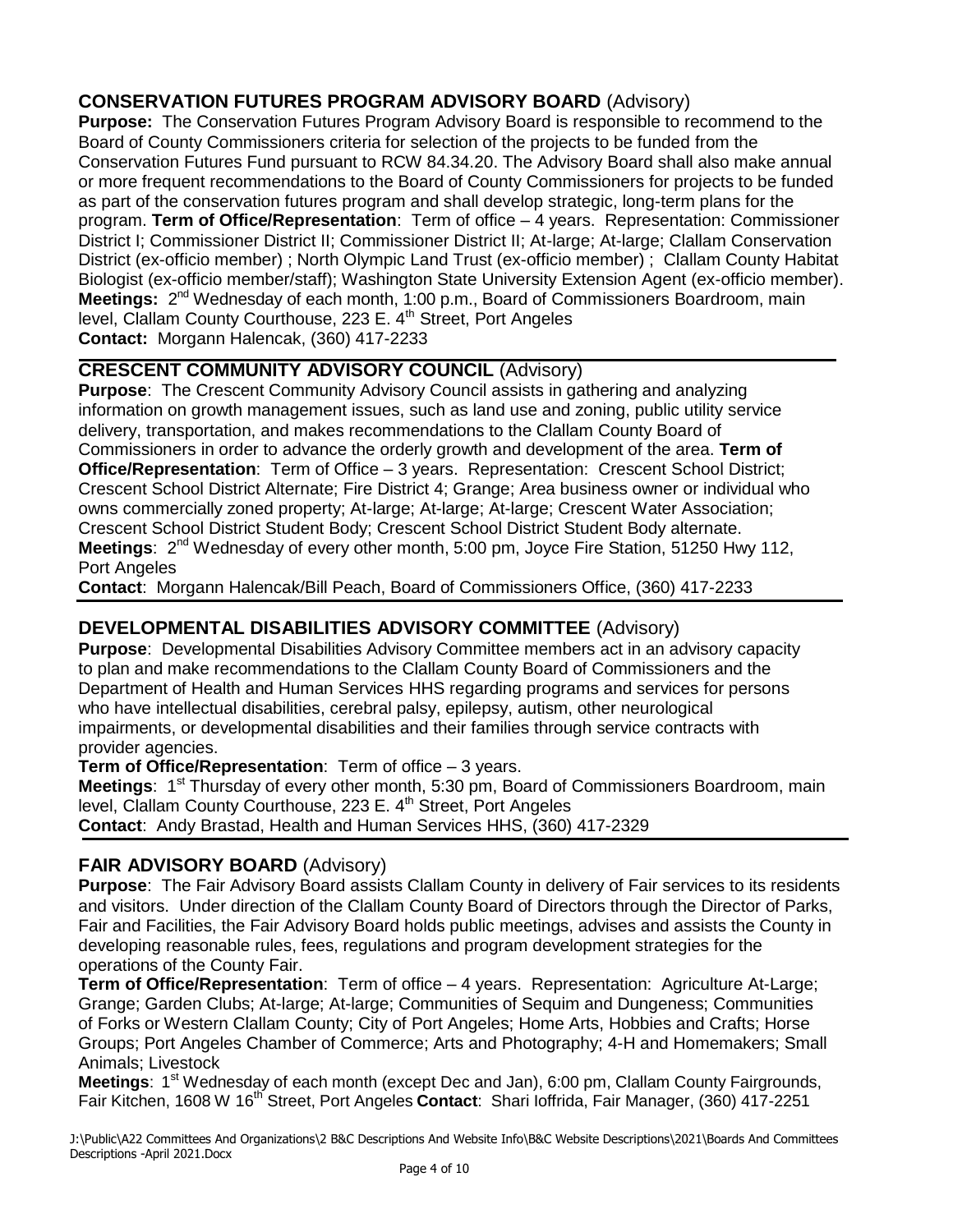## CONSERVATION FUTURES PROGRAM ADVISORY BOARD (Advisory)

**Purpose:** The Conservation Futures Program Advisory Board is responsible to recommend to the Board of County Commissioners criteria for selection of the projects to be funded from the Conservation Futures Fund pursuant to RCW 84.34.20. The Advisory Board shall also make annual or more frequent recommendations to the Board of County Commissioners for projects to be funded as part of the conservation futures program and shall develop strategic, long-term plans for the program. **Term of Office/Representation**: Term of office – 4 years. Representation: Commissioner District I; Commissioner District II; Commissioner District II; At-large; At-large; Clallam Conservation District (ex-officio member) ; North Olympic Land Trust (ex-officio member) ; Clallam County Habitat Biologist (ex-officio member/staff); Washington State University Extension Agent (ex-officio member).
**Meetings:** 2nd Wednesday of each month, 1:00 p.m., Board of Commissioners Boardroom, main level, Clallam County Courthouse, 223 E. 4th Street, Port Angeles
**Contact:** Morgann Halencak, (360) 417-2233

## CRESCENT COMMUNITY ADVISORY COUNCIL (Advisory)

**Purpose**: The Crescent Community Advisory Council assists in gathering and analyzing information on growth management issues, such as land use and zoning, public utility service delivery, transportation, and makes recommendations to the Clallam County Board of Commissioners in order to advance the orderly growth and development of the area. **Term of Office/Representation**: Term of Office – 3 years. Representation: Crescent School District; Crescent School District Alternate; Fire District 4; Grange; Area business owner or individual who owns commercially zoned property; At-large; At-large; At-large; Crescent Water Association; Crescent School District Student Body; Crescent School District Student Body alternate.
**Meetings**: 2nd Wednesday of every other month, 5:00 pm, Joyce Fire Station, 51250 Hwy 112, Port Angeles
**Contact**: Morgann Halencak/Bill Peach, Board of Commissioners Office, (360) 417-2233

## DEVELOPMENTAL DISABILITIES ADVISORY COMMITTEE (Advisory)

**Purpose**: Developmental Disabilities Advisory Committee members act in an advisory capacity to plan and make recommendations to the Clallam County Board of Commissioners and the Department of Health and Human Services HHS regarding programs and services for persons who have intellectual disabilities, cerebral palsy, epilepsy, autism, other neurological impairments, or developmental disabilities and their families through service contracts with provider agencies.
**Term of Office/Representation**: Term of office – 3 years.
**Meetings**: 1st Thursday of every other month, 5:30 pm, Board of Commissioners Boardroom, main level, Clallam County Courthouse, 223 E. 4th Street, Port Angeles
**Contact**: Andy Brastad, Health and Human Services HHS, (360) 417-2329

## FAIR ADVISORY BOARD (Advisory)

**Purpose**: The Fair Advisory Board assists Clallam County in delivery of Fair services to its residents and visitors. Under direction of the Clallam County Board of Directors through the Director of Parks, Fair and Facilities, the Fair Advisory Board holds public meetings, advises and assists the County in developing reasonable rules, fees, regulations and program development strategies for the operations of the County Fair.
**Term of Office/Representation**: Term of office – 4 years. Representation: Agriculture At-Large; Grange; Garden Clubs; At-large; At-large; Communities of Sequim and Dungeness; Communities of Forks or Western Clallam County; City of Port Angeles; Home Arts, Hobbies and Crafts; Horse Groups; Port Angeles Chamber of Commerce; Arts and Photography; 4-H and Homemakers; Small Animals; Livestock
**Meetings**: 1st Wednesday of each month (except Dec and Jan), 6:00 pm, Clallam County Fairgrounds, Fair Kitchen, 1608 W 16th Street, Port Angeles **Contact**: Shari Ioffrida, Fair Manager, (360) 417-2251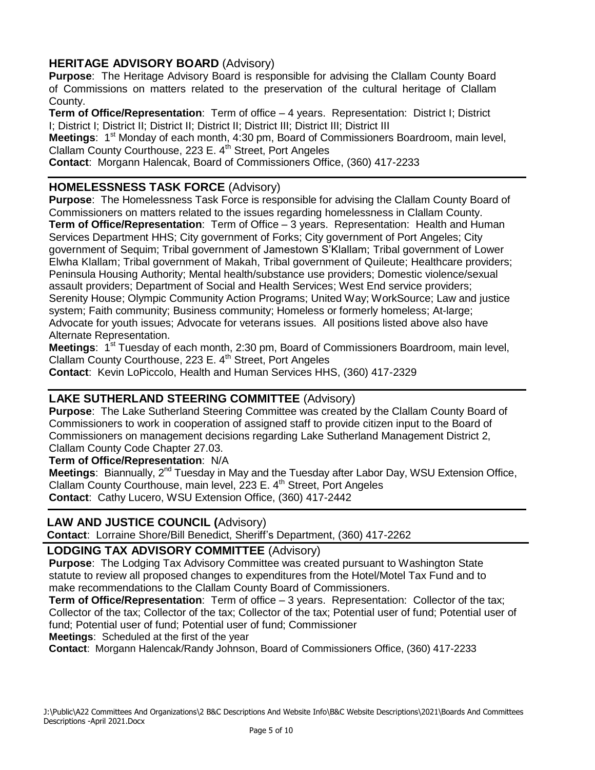## HERITAGE ADVISORY BOARD (Advisory)

**Purpose**: The Heritage Advisory Board is responsible for advising the Clallam County Board of Commissions on matters related to the preservation of the cultural heritage of Clallam County.

**Term of Office/Representation**: Term of office – 4 years. Representation: District I; District I; District I; District II; District II; District II; District III; District III; District III

**Meetings**: 1st Monday of each month, 4:30 pm, Board of Commissioners Boardroom, main level, Clallam County Courthouse, 223 E. 4th Street, Port Angeles

**Contact**: Morgann Halencak, Board of Commissioners Office, (360) 417-2233

## HOMELESSNESS TASK FORCE (Advisory)

**Purpose**: The Homelessness Task Force is responsible for advising the Clallam County Board of Commissioners on matters related to the issues regarding homelessness in Clallam County.

**Term of Office/Representation**: Term of Office – 3 years. Representation: Health and Human Services Department HHS; City government of Forks; City government of Port Angeles; City government of Sequim; Tribal government of Jamestown S'Klallam; Tribal government of Lower Elwha Klallam; Tribal government of Makah, Tribal government of Quileute; Healthcare providers; Peninsula Housing Authority; Mental health/substance use providers; Domestic violence/sexual assault providers; Department of Social and Health Services; West End service providers; Serenity House; Olympic Community Action Programs; United Way; WorkSource; Law and justice system; Faith community; Business community; Homeless or formerly homeless; At-large; Advocate for youth issues; Advocate for veterans issues. All positions listed above also have Alternate Representation.

**Meetings**: 1st Tuesday of each month, 2:30 pm, Board of Commissioners Boardroom, main level, Clallam County Courthouse, 223 E. 4th Street, Port Angeles

**Contact**: Kevin LoPiccolo, Health and Human Services HHS, (360) 417-2329

## LAKE SUTHERLAND STEERING COMMITTEE (Advisory)

**Purpose**: The Lake Sutherland Steering Committee was created by the Clallam County Board of Commissioners to work in cooperation of assigned staff to provide citizen input to the Board of Commissioners on management decisions regarding Lake Sutherland Management District 2, Clallam County Code Chapter 27.03.

**Term of Office/Representation**: N/A

**Meetings**: Biannually, 2nd Tuesday in May and the Tuesday after Labor Day, WSU Extension Office, Clallam County Courthouse, main level, 223 E. 4th Street, Port Angeles

**Contact**: Cathy Lucero, WSU Extension Office, (360) 417-2442

## LAW AND JUSTICE COUNCIL (Advisory)

**Contact**: Lorraine Shore/Bill Benedict, Sheriff's Department, (360) 417-2262

## LODGING TAX ADVISORY COMMITTEE (Advisory)

**Purpose**: The Lodging Tax Advisory Committee was created pursuant to Washington State statute to review all proposed changes to expenditures from the Hotel/Motel Tax Fund and to make recommendations to the Clallam County Board of Commissioners.

**Term of Office/Representation**: Term of office – 3 years. Representation: Collector of the tax; Collector of the tax; Collector of the tax; Collector of the tax; Potential user of fund; Potential user of fund; Potential user of fund; Potential user of fund; Commissioner

**Meetings**: Scheduled at the first of the year

**Contact**: Morgann Halencak/Randy Johnson, Board of Commissioners Office, (360) 417-2233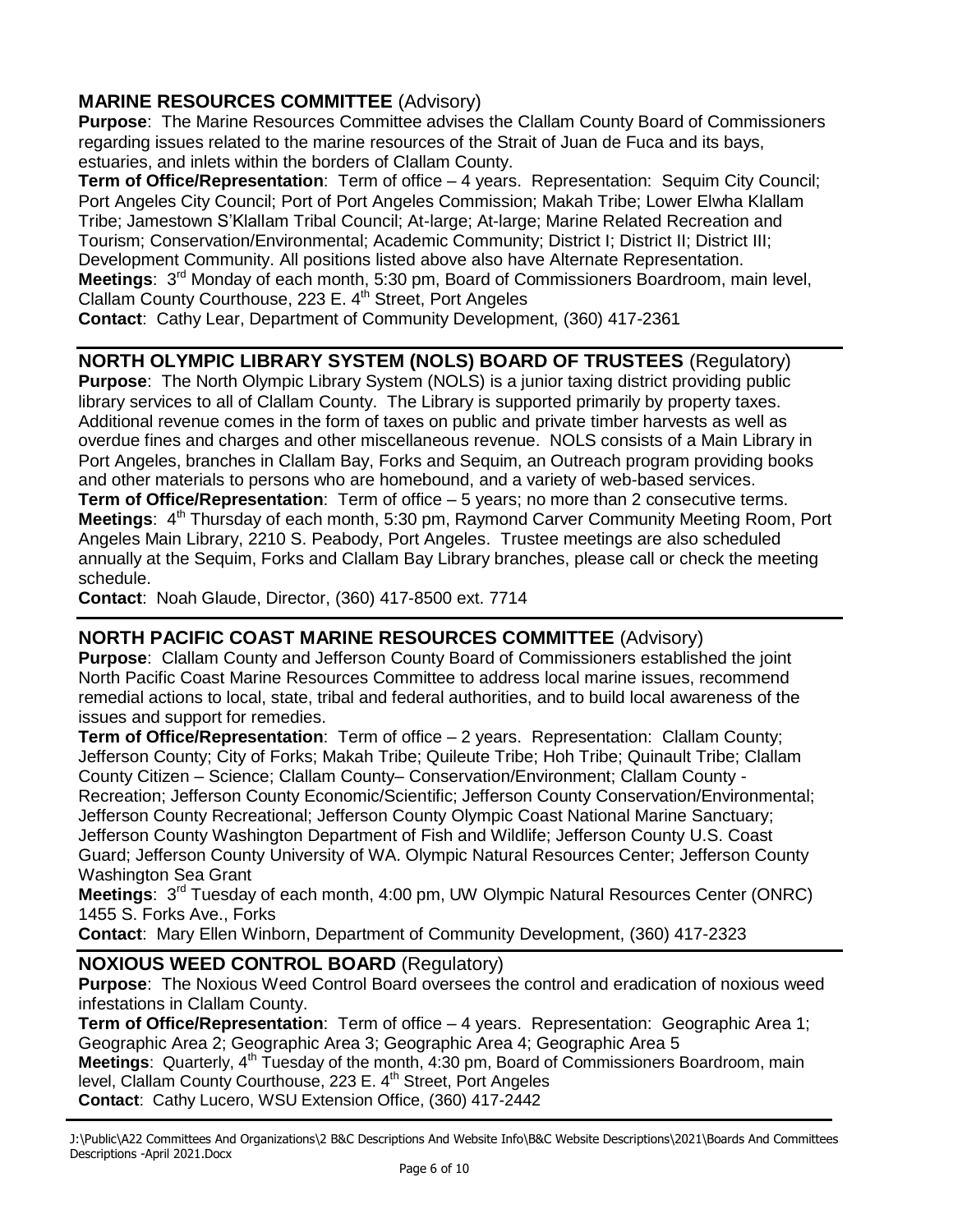## MARINE RESOURCES COMMITTEE (Advisory)

**Purpose**: The Marine Resources Committee advises the Clallam County Board of Commissioners regarding issues related to the marine resources of the Strait of Juan de Fuca and its bays, estuaries, and inlets within the borders of Clallam County.

**Term of Office/Representation**: Term of office – 4 years. Representation: Sequim City Council; Port Angeles City Council; Port of Port Angeles Commission; Makah Tribe; Lower Elwha Klallam Tribe; Jamestown S'Klallam Tribal Council; At-large; At-large; Marine Related Recreation and Tourism; Conservation/Environmental; Academic Community; District I; District II; District III; Development Community. All positions listed above also have Alternate Representation.

**Meetings**: 3rd Monday of each month, 5:30 pm, Board of Commissioners Boardroom, main level, Clallam County Courthouse, 223 E. 4th Street, Port Angeles

**Contact**: Cathy Lear, Department of Community Development, (360) 417-2361

## NORTH OLYMPIC LIBRARY SYSTEM (NOLS) BOARD OF TRUSTEES (Regulatory)

**Purpose**: The North Olympic Library System (NOLS) is a junior taxing district providing public library services to all of Clallam County. The Library is supported primarily by property taxes. Additional revenue comes in the form of taxes on public and private timber harvests as well as overdue fines and charges and other miscellaneous revenue. NOLS consists of a Main Library in Port Angeles, branches in Clallam Bay, Forks and Sequim, an Outreach program providing books and other materials to persons who are homebound, and a variety of web-based services.

**Term of Office/Representation**: Term of office – 5 years; no more than 2 consecutive terms.

**Meetings**: 4th Thursday of each month, 5:30 pm, Raymond Carver Community Meeting Room, Port Angeles Main Library, 2210 S. Peabody, Port Angeles. Trustee meetings are also scheduled annually at the Sequim, Forks and Clallam Bay Library branches, please call or check the meeting schedule.

**Contact**: Noah Glaude, Director, (360) 417-8500 ext. 7714

## NORTH PACIFIC COAST MARINE RESOURCES COMMITTEE (Advisory)

**Purpose**: Clallam County and Jefferson County Board of Commissioners established the joint North Pacific Coast Marine Resources Committee to address local marine issues, recommend remedial actions to local, state, tribal and federal authorities, and to build local awareness of the issues and support for remedies.

**Term of Office/Representation**: Term of office – 2 years. Representation: Clallam County; Jefferson County; City of Forks; Makah Tribe; Quileute Tribe; Hoh Tribe; Quinault Tribe; Clallam County Citizen – Science; Clallam County– Conservation/Environment; Clallam County - Recreation; Jefferson County Economic/Scientific; Jefferson County Conservation/Environmental; Jefferson County Recreational; Jefferson County Olympic Coast National Marine Sanctuary; Jefferson County Washington Department of Fish and Wildlife; Jefferson County U.S. Coast Guard; Jefferson County University of WA. Olympic Natural Resources Center; Jefferson County Washington Sea Grant

**Meetings**: 3rd Tuesday of each month, 4:00 pm, UW Olympic Natural Resources Center (ONRC) 1455 S. Forks Ave., Forks

**Contact**: Mary Ellen Winborn, Department of Community Development, (360) 417-2323

## NOXIOUS WEED CONTROL BOARD (Regulatory)

**Purpose**: The Noxious Weed Control Board oversees the control and eradication of noxious weed infestations in Clallam County.

**Term of Office/Representation**: Term of office – 4 years. Representation: Geographic Area 1; Geographic Area 2; Geographic Area 3; Geographic Area 4; Geographic Area 5

**Meetings**: Quarterly, 4th Tuesday of the month, 4:30 pm, Board of Commissioners Boardroom, main level, Clallam County Courthouse, 223 E. 4th Street, Port Angeles

**Contact**: Cathy Lucero, WSU Extension Office, (360) 417-2442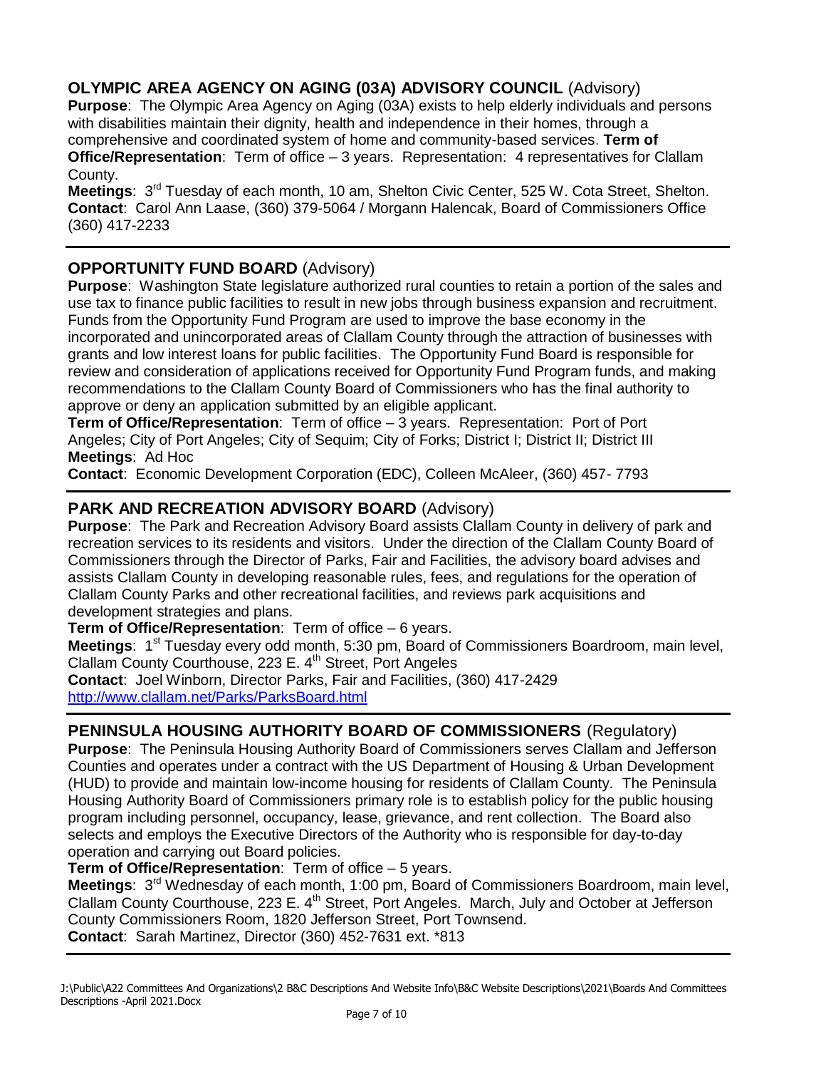## OLYMPIC AREA AGENCY ON AGING (03A) ADVISORY COUNCIL (Advisory)

**Purpose**: The Olympic Area Agency on Aging (03A) exists to help elderly individuals and persons with disabilities maintain their dignity, health and independence in their homes, through a comprehensive and coordinated system of home and community-based services. **Term of Office/Representation**: Term of office – 3 years. Representation: 4 representatives for Clallam County.

**Meetings**: 3rd Tuesday of each month, 10 am, Shelton Civic Center, 525 W. Cota Street, Shelton.

**Contact**: Carol Ann Laase, (360) 379-5064 / Morgann Halencak, Board of Commissioners Office (360) 417-2233

## OPPORTUNITY FUND BOARD (Advisory)

**Purpose**: Washington State legislature authorized rural counties to retain a portion of the sales and use tax to finance public facilities to result in new jobs through business expansion and recruitment. Funds from the Opportunity Fund Program are used to improve the base economy in the incorporated and unincorporated areas of Clallam County through the attraction of businesses with grants and low interest loans for public facilities. The Opportunity Fund Board is responsible for review and consideration of applications received for Opportunity Fund Program funds, and making recommendations to the Clallam County Board of Commissioners who has the final authority to approve or deny an application submitted by an eligible applicant.

**Term of Office/Representation**: Term of office – 3 years. Representation: Port of Port Angeles; City of Port Angeles; City of Sequim; City of Forks; District I; District II; District III

**Meetings**: Ad Hoc

**Contact**: Economic Development Corporation (EDC), Colleen McAleer, (360) 457- 7793

## PARK AND RECREATION ADVISORY BOARD (Advisory)

**Purpose**: The Park and Recreation Advisory Board assists Clallam County in delivery of park and recreation services to its residents and visitors. Under the direction of the Clallam County Board of Commissioners through the Director of Parks, Fair and Facilities, the advisory board advises and assists Clallam County in developing reasonable rules, fees, and regulations for the operation of Clallam County Parks and other recreational facilities, and reviews park acquisitions and development strategies and plans.

**Term of Office/Representation**: Term of office – 6 years.

**Meetings**: 1st Tuesday every odd month, 5:30 pm, Board of Commissioners Boardroom, main level, Clallam County Courthouse, 223 E. 4th Street, Port Angeles

**Contact**: Joel Winborn, Director Parks, Fair and Facilities, (360) 417-2429
http://www.clallam.net/Parks/ParksBoard.html

## PENINSULA HOUSING AUTHORITY BOARD OF COMMISSIONERS (Regulatory)

**Purpose**: The Peninsula Housing Authority Board of Commissioners serves Clallam and Jefferson Counties and operates under a contract with the US Department of Housing & Urban Development (HUD) to provide and maintain low-income housing for residents of Clallam County. The Peninsula Housing Authority Board of Commissioners primary role is to establish policy for the public housing program including personnel, occupancy, lease, grievance, and rent collection. The Board also selects and employs the Executive Directors of the Authority who is responsible for day-to-day operation and carrying out Board policies.

**Term of Office/Representation**: Term of office – 5 years.

**Meetings**: 3rd Wednesday of each month, 1:00 pm, Board of Commissioners Boardroom, main level, Clallam County Courthouse, 223 E. 4th Street, Port Angeles. March, July and October at Jefferson County Commissioners Room, 1820 Jefferson Street, Port Townsend.

**Contact**: Sarah Martinez, Director (360) 452-7631 ext. *813

J:\Public\A22 Committees And Organizations\2 B&C Descriptions And Website Info\B&C Website Descriptions\2021\Boards And Committees Descriptions -April 2021.Docx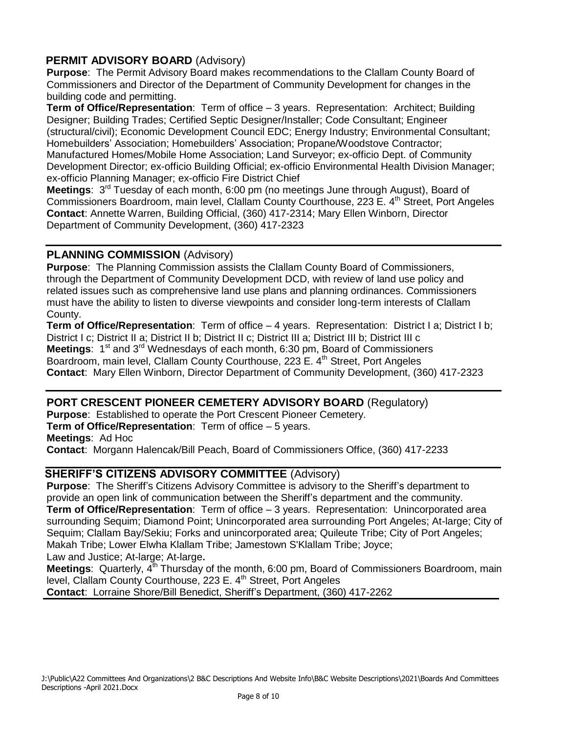## PERMIT ADVISORY BOARD (Advisory)

**Purpose**: The Permit Advisory Board makes recommendations to the Clallam County Board of Commissioners and Director of the Department of Community Development for changes in the building code and permitting.

**Term of Office/Representation**: Term of office – 3 years. Representation: Architect; Building Designer; Building Trades; Certified Septic Designer/Installer; Code Consultant; Engineer (structural/civil); Economic Development Council EDC; Energy Industry; Environmental Consultant; Homebuilders' Association; Homebuilders' Association; Propane/Woodstove Contractor; Manufactured Homes/Mobile Home Association; Land Surveyor; ex-officio Dept. of Community Development Director; ex-officio Building Official; ex-officio Environmental Health Division Manager; ex-officio Planning Manager; ex-officio Fire District Chief

**Meetings**: 3rd Tuesday of each month, 6:00 pm (no meetings June through August), Board of Commissioners Boardroom, main level, Clallam County Courthouse, 223 E. 4th Street, Port Angeles

**Contact**: Annette Warren, Building Official, (360) 417-2314; Mary Ellen Winborn, Director Department of Community Development, (360) 417-2323

---

## PLANNING COMMISSION (Advisory)

**Purpose**: The Planning Commission assists the Clallam County Board of Commissioners, through the Department of Community Development DCD, with review of land use policy and related issues such as comprehensive land use plans and planning ordinances. Commissioners must have the ability to listen to diverse viewpoints and consider long-term interests of Clallam County.

**Term of Office/Representation**: Term of office – 4 years. Representation: District I a; District I b; District I c; District II a; District II b; District II c; District III a; District III b; District III c

**Meetings**: 1st and 3rd Wednesdays of each month, 6:30 pm, Board of Commissioners Boardroom, main level, Clallam County Courthouse, 223 E. 4th Street, Port Angeles

**Contact**: Mary Ellen Winborn, Director Department of Community Development, (360) 417-2323

---

## PORT CRESCENT PIONEER CEMETERY ADVISORY BOARD (Regulatory)

**Purpose**: Established to operate the Port Crescent Pioneer Cemetery.

**Term of Office/Representation**: Term of office – 5 years.

**Meetings**: Ad Hoc

**Contact**: Morgann Halencak/Bill Peach, Board of Commissioners Office, (360) 417-2233

---

## SHERIFF'S CITIZENS ADVISORY COMMITTEE (Advisory)

**Purpose**: The Sheriff's Citizens Advisory Committee is advisory to the Sheriff's department to provide an open link of communication between the Sheriff's department and the community.

**Term of Office/Representation**: Term of office – 3 years. Representation: Unincorporated area surrounding Sequim; Diamond Point; Unincorporated area surrounding Port Angeles; At-large; City of Sequim; Clallam Bay/Sekiu; Forks and unincorporated area; Quileute Tribe; City of Port Angeles; Makah Tribe; Lower Elwha Klallam Tribe; Jamestown S'Klallam Tribe; Joyce; Law and Justice; At-large; At-large.

**Meetings**: Quarterly, 4th Thursday of the month, 6:00 pm, Board of Commissioners Boardroom, main level, Clallam County Courthouse, 223 E. 4th Street, Port Angeles

**Contact**: Lorraine Shore/Bill Benedict, Sheriff's Department, (360) 417-2262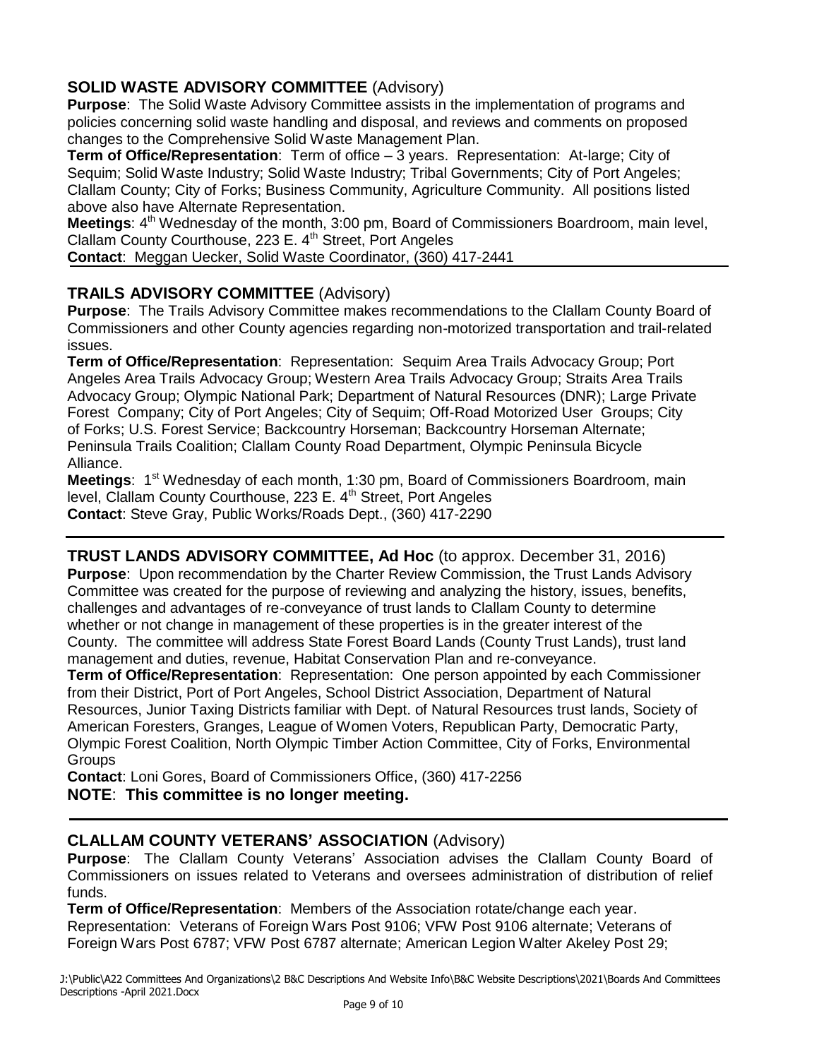## SOLID WASTE ADVISORY COMMITTEE (Advisory)

**Purpose**: The Solid Waste Advisory Committee assists in the implementation of programs and policies concerning solid waste handling and disposal, and reviews and comments on proposed changes to the Comprehensive Solid Waste Management Plan.

**Term of Office/Representation**: Term of office – 3 years. Representation: At-large; City of Sequim; Solid Waste Industry; Solid Waste Industry; Tribal Governments; City of Port Angeles; Clallam County; City of Forks; Business Community, Agriculture Community. All positions listed above also have Alternate Representation.

**Meetings**: 4th Wednesday of the month, 3:00 pm, Board of Commissioners Boardroom, main level, Clallam County Courthouse, 223 E. 4th Street, Port Angeles

**Contact**: Meggan Uecker, Solid Waste Coordinator, (360) 417-2441

## TRAILS ADVISORY COMMITTEE (Advisory)

**Purpose**: The Trails Advisory Committee makes recommendations to the Clallam County Board of Commissioners and other County agencies regarding non-motorized transportation and trail-related issues.

**Term of Office/Representation**: Representation: Sequim Area Trails Advocacy Group; Port Angeles Area Trails Advocacy Group; Western Area Trails Advocacy Group; Straits Area Trails Advocacy Group; Olympic National Park; Department of Natural Resources (DNR); Large Private Forest Company; City of Port Angeles; City of Sequim; Off-Road Motorized User Groups; City of Forks; U.S. Forest Service; Backcountry Horseman; Backcountry Horseman Alternate; Peninsula Trails Coalition; Clallam County Road Department, Olympic Peninsula Bicycle Alliance.

**Meetings**: 1st Wednesday of each month, 1:30 pm, Board of Commissioners Boardroom, main level, Clallam County Courthouse, 223 E. 4th Street, Port Angeles

**Contact**: Steve Gray, Public Works/Roads Dept., (360) 417-2290

## TRUST LANDS ADVISORY COMMITTEE, Ad Hoc (to approx. December 31, 2016)

**Purpose**: Upon recommendation by the Charter Review Commission, the Trust Lands Advisory Committee was created for the purpose of reviewing and analyzing the history, issues, benefits, challenges and advantages of re-conveyance of trust lands to Clallam County to determine whether or not change in management of these properties is in the greater interest of the County. The committee will address State Forest Board Lands (County Trust Lands), trust land management and duties, revenue, Habitat Conservation Plan and re-conveyance.

**Term of Office/Representation**: Representation: One person appointed by each Commissioner from their District, Port of Port Angeles, School District Association, Department of Natural Resources, Junior Taxing Districts familiar with Dept. of Natural Resources trust lands, Society of American Foresters, Granges, League of Women Voters, Republican Party, Democratic Party, Olympic Forest Coalition, North Olympic Timber Action Committee, City of Forks, Environmental Groups

**Contact**: Loni Gores, Board of Commissioners Office, (360) 417-2256

**NOTE**: **This committee is no longer meeting.**

## CLALLAM COUNTY VETERANS' ASSOCIATION (Advisory)

**Purpose**: The Clallam County Veterans' Association advises the Clallam County Board of Commissioners on issues related to Veterans and oversees administration of distribution of relief funds.

**Term of Office/Representation**: Members of the Association rotate/change each year. Representation: Veterans of Foreign Wars Post 9106; VFW Post 9106 alternate; Veterans of Foreign Wars Post 6787; VFW Post 6787 alternate; American Legion Walter Akeley Post 29;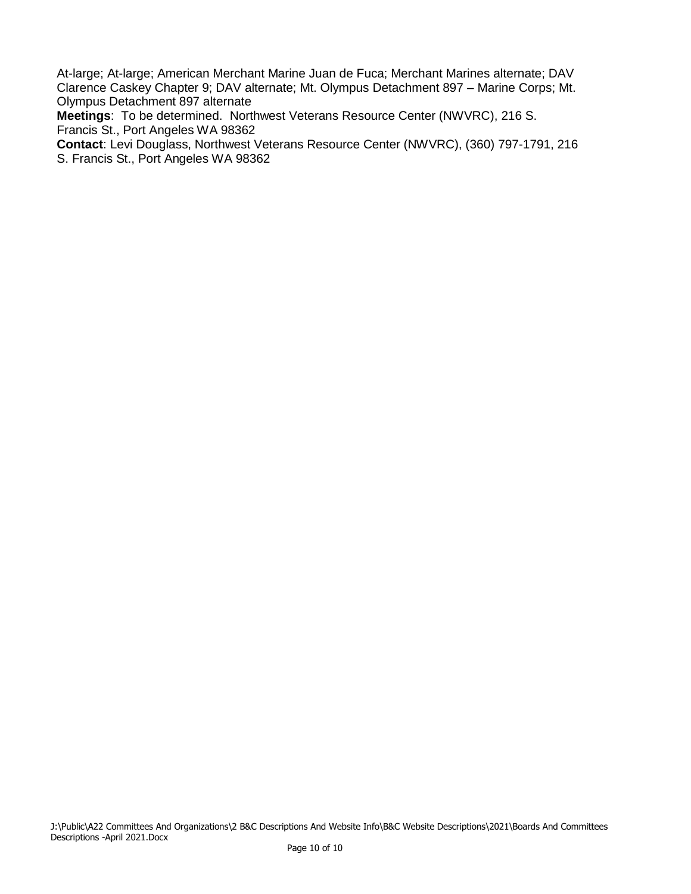At-large; At-large; American Merchant Marine Juan de Fuca; Merchant Marines alternate; DAV Clarence Caskey Chapter 9; DAV alternate; Mt. Olympus Detachment 897 – Marine Corps; Mt. Olympus Detachment 897 alternate

**Meetings**: To be determined. Northwest Veterans Resource Center (NWVRC), 216 S. Francis St., Port Angeles WA 98362

**Contact**: Levi Douglass, Northwest Veterans Resource Center (NWVRC), (360) 797-1791, 216 S. Francis St., Port Angeles WA 98362